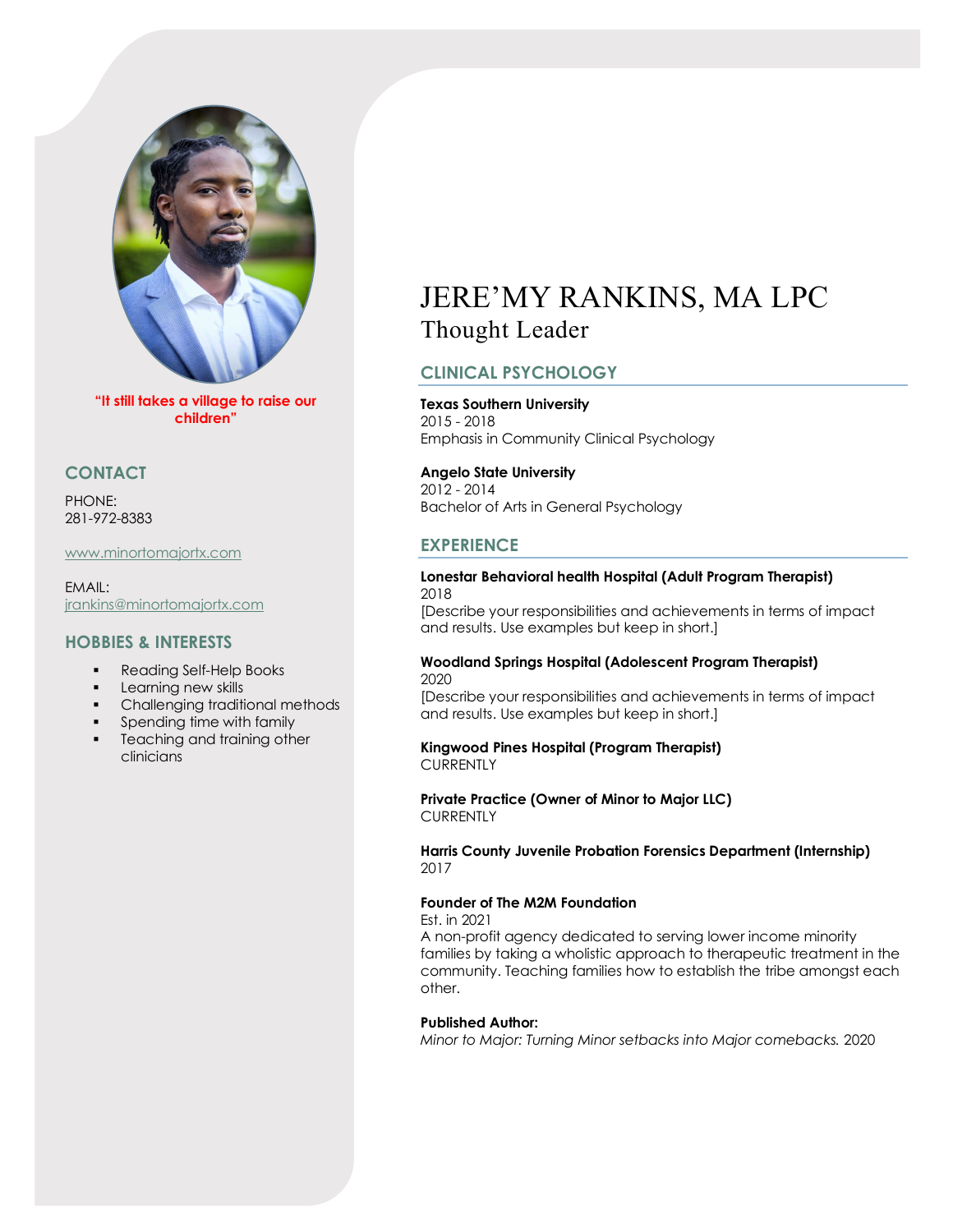"It still takes a village to raise our children"

## CONTACT

PHONE:
281-972-8383

www.minortomajortx.com

EMAIL:
jrankins@minortomajortx.com

## HOBBIES & INTERESTS

- Reading Self-Help Books
- Learning new skills
- Challenging traditional methods
- Spending time with family
- Teaching and training other clinicians

# JERE'MY RANKINS, MA LPC

Thought Leader

## CLINICAL PSYCHOLOGY

**Texas Southern University**
2015 - 2018
Emphasis in Community Clinical Psychology

**Angelo State University**
2012 - 2014
Bachelor of Arts in General Psychology

## EXPERIENCE

**Lonestar Behavioral health Hospital (Adult Program Therapist)**
2018
[Describe your responsibilities and achievements in terms of impact and results. Use examples but keep in short.]

**Woodland Springs Hospital (Adolescent Program Therapist)**
2020
[Describe your responsibilities and achievements in terms of impact and results. Use examples but keep in short.]

**Kingwood Pines Hospital (Program Therapist)**
CURRENTLY

**Private Practice (Owner of Minor to Major LLC)**
CURRENTLY

**Harris County Juvenile Probation Forensics Department (Internship)**
2017

**Founder of The M2M Foundation**
Est. in 2021
A non-profit agency dedicated to serving lower income minority families by taking a wholistic approach to therapeutic treatment in the community. Teaching families how to establish the tribe amongst each other.

**Published Author:**
*Minor to Major: Turning Minor setbacks into Major comebacks.* 2020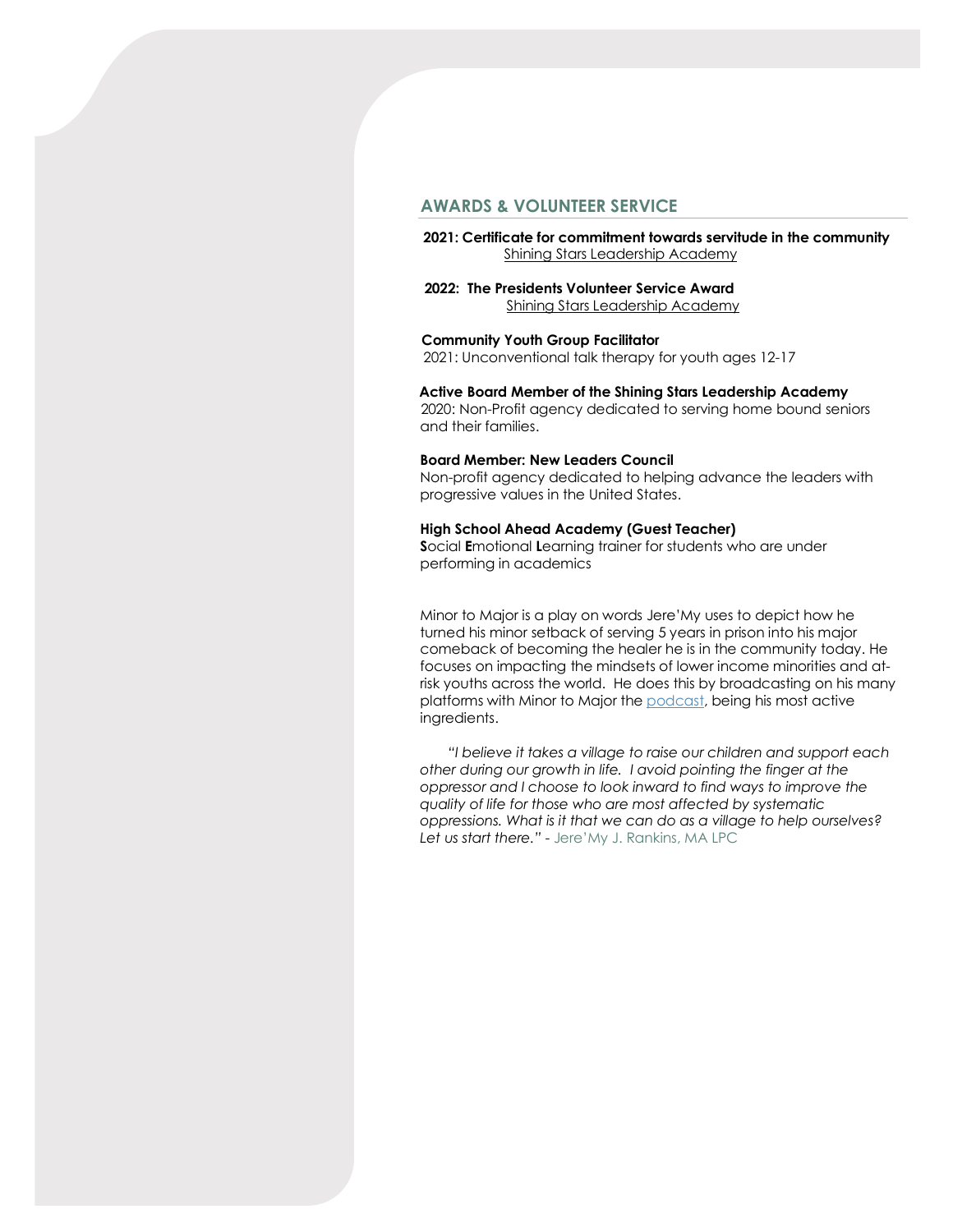## AWARDS & VOLUNTEER SERVICE

**2021: Certificate for commitment towards servitude in the community**
Shining Stars Leadership Academy

**2022: The Presidents Volunteer Service Award**
Shining Stars Leadership Academy

**Community Youth Group Facilitator**
2021: Unconventional talk therapy for youth ages 12-17

**Active Board Member of the Shining Stars Leadership Academy**
2020: Non-Profit agency dedicated to serving home bound seniors and their families.

**Board Member: New Leaders Council**
Non-profit agency dedicated to helping advance the leaders with progressive values in the United States.

**High School Ahead Academy (Guest Teacher)**
**S**ocial **E**motional **L**earning trainer for students who are under performing in academics

Minor to Major is a play on words Jere'My uses to depict how he turned his minor setback of serving 5 years in prison into his major comeback of becoming the healer he is in the community today. He focuses on impacting the mindsets of lower income minorities and at-risk youths across the world. He does this by broadcasting on his many platforms with Minor to Major the podcast, being his most active ingredients.

*"I believe it takes a village to raise our children and support each other during our growth in life. I avoid pointing the finger at the oppressor and I choose to look inward to find ways to improve the quality of life for those who are most affected by systematic oppressions. What is it that we can do as a village to help ourselves? Let us start there."* - Jere'My J. Rankins, MA LPC